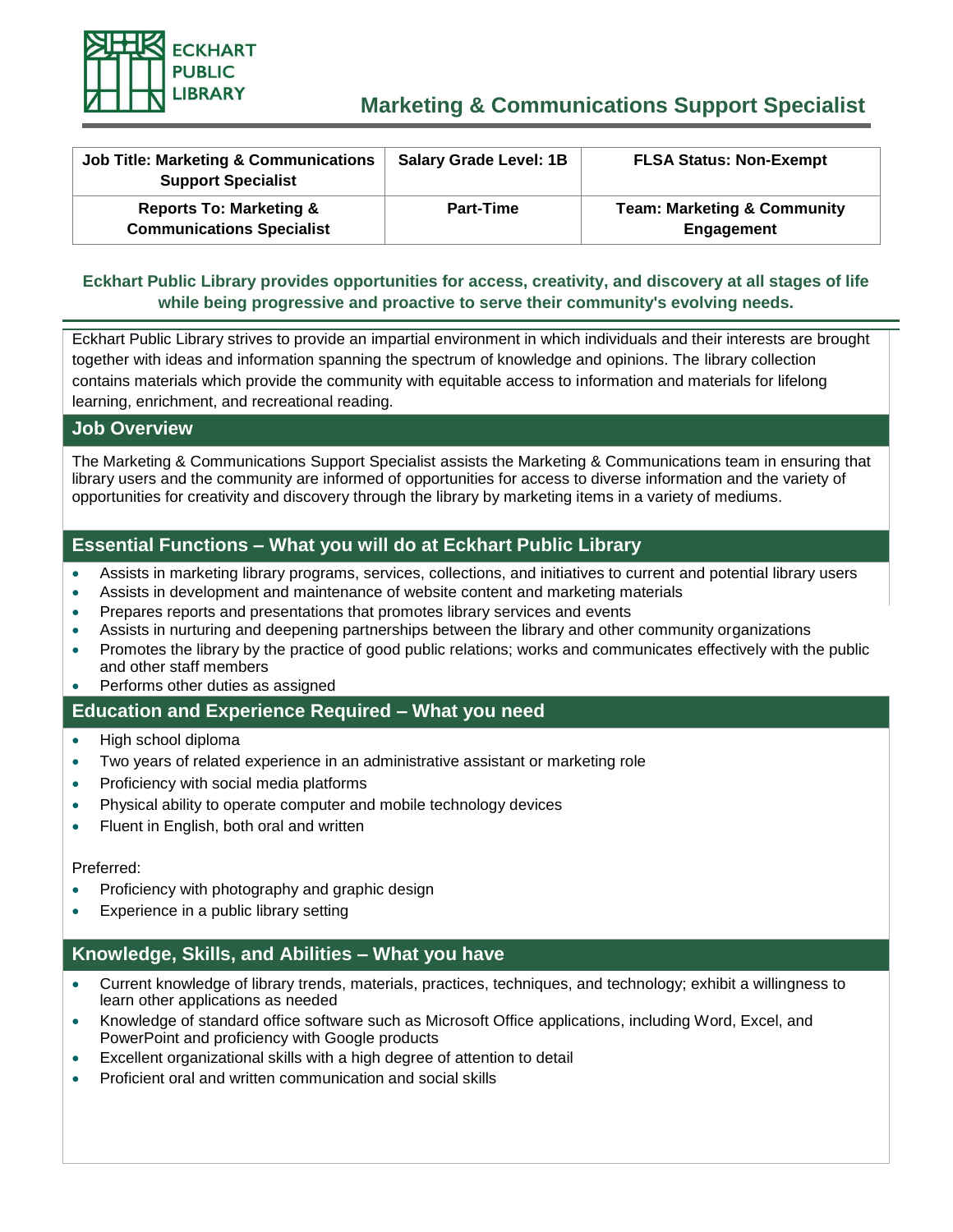# Marketing & Communications Support Specialist

| Job Title: Marketing & Communications Support Specialist | Salary Grade Level: 1B | FLSA Status: Non-Exempt |
|---|---|---|
| Reports To: Marketing & Communications Specialist | Part-Time | Team: Marketing & Community Engagement |

**Eckhart Public Library provides opportunities for access, creativity, and discovery at all stages of life while being progressive and proactive to serve their community's evolving needs.**

Eckhart Public Library strives to provide an impartial environment in which individuals and their interests are brought together with ideas and information spanning the spectrum of knowledge and opinions. The library collection contains materials which provide the community with equitable access to information and materials for lifelong learning, enrichment, and recreational reading.

## Job Overview

The Marketing & Communications Support Specialist assists the Marketing & Communications team in ensuring that library users and the community are informed of opportunities for access to diverse information and the variety of opportunities for creativity and discovery through the library by marketing items in a variety of mediums.

## Essential Functions – What you will do at Eckhart Public Library

- Assists in marketing library programs, services, collections, and initiatives to current and potential library users
- Assists in development and maintenance of website content and marketing materials
- Prepares reports and presentations that promotes library services and events
- Assists in nurturing and deepening partnerships between the library and other community organizations
- Promotes the library by the practice of good public relations; works and communicates effectively with the public and other staff members
- Performs other duties as assigned

## Education and Experience Required – What you need

- High school diploma
- Two years of related experience in an administrative assistant or marketing role
- Proficiency with social media platforms
- Physical ability to operate computer and mobile technology devices
- Fluent in English, both oral and written

Preferred:

- Proficiency with photography and graphic design
- Experience in a public library setting

## Knowledge, Skills, and Abilities – What you have

- Current knowledge of library trends, materials, practices, techniques, and technology; exhibit a willingness to learn other applications as needed
- Knowledge of standard office software such as Microsoft Office applications, including Word, Excel, and PowerPoint and proficiency with Google products
- Excellent organizational skills with a high degree of attention to detail
- Proficient oral and written communication and social skills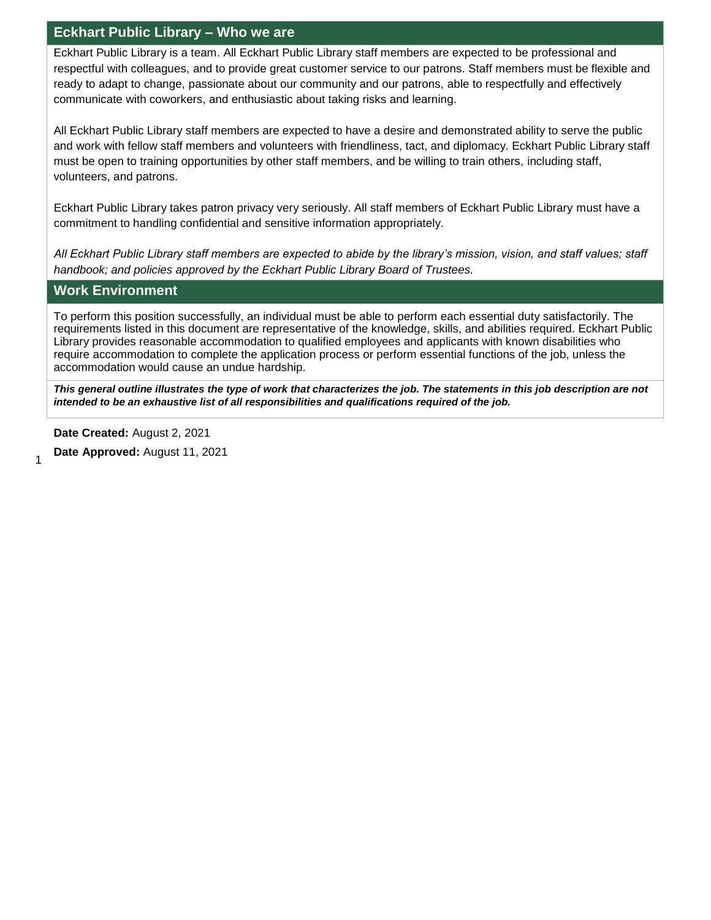## Eckhart Public Library – Who we are

Eckhart Public Library is a team. All Eckhart Public Library staff members are expected to be professional and respectful with colleagues, and to provide great customer service to our patrons. Staff members must be flexible and ready to adapt to change, passionate about our community and our patrons, able to respectfully and effectively communicate with coworkers, and enthusiastic about taking risks and learning.

All Eckhart Public Library staff members are expected to have a desire and demonstrated ability to serve the public and work with fellow staff members and volunteers with friendliness, tact, and diplomacy. Eckhart Public Library staff must be open to training opportunities by other staff members, and be willing to train others, including staff, volunteers, and patrons.

Eckhart Public Library takes patron privacy very seriously. All staff members of Eckhart Public Library must have a commitment to handling confidential and sensitive information appropriately.

*All Eckhart Public Library staff members are expected to abide by the library's mission, vision, and staff values; staff handbook; and policies approved by the Eckhart Public Library Board of Trustees.*

## Work Environment

To perform this position successfully, an individual must be able to perform each essential duty satisfactorily. The requirements listed in this document are representative of the knowledge, skills, and abilities required. Eckhart Public Library provides reasonable accommodation to qualified employees and applicants with known disabilities who require accommodation to complete the application process or perform essential functions of the job, unless the accommodation would cause an undue hardship.

***This general outline illustrates the type of work that characterizes the job. The statements in this job description are not intended to be an exhaustive list of all responsibilities and qualifications required of the job.***

**Date Created:** August 2, 2021

**Date Approved:** August 11, 2021